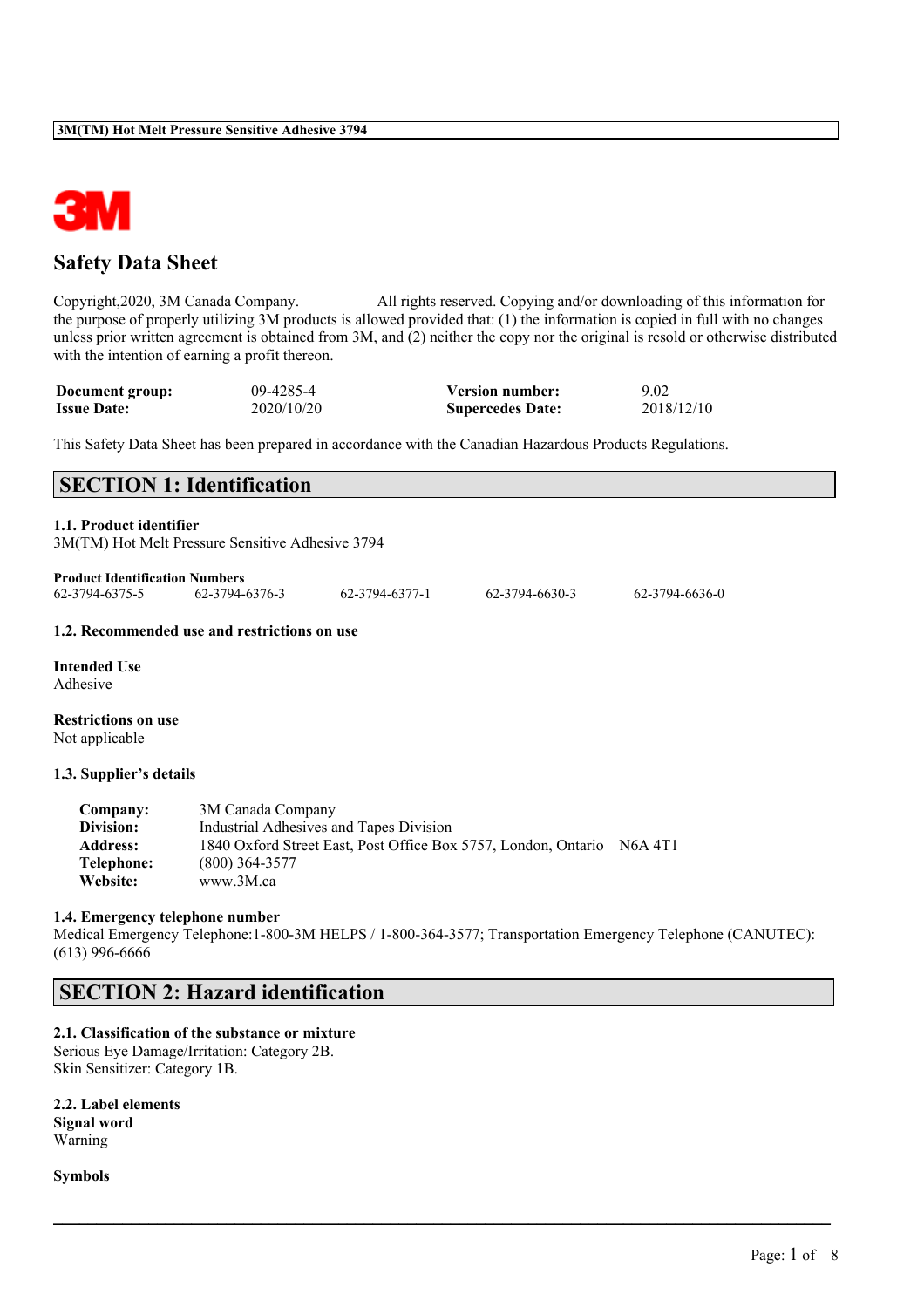# Safety Data Sheet

Copyright,2020, 3M Canada Company. All rights reserved. Copying and/or downloading of this information for the purpose of properly utilizing 3M products is allowed provided that: (1) the information is copied in full with no changes unless prior written agreement is obtained from 3M, and (2) neither the copy nor the original is resold or otherwise distributed with the intention of earning a profit thereon.

| | | | |
|---|---|---|---|
| **Document group:** | 09-4285-4 | **Version number:** | 9.02 |
| **Issue Date:** | 2020/10/20 | **Supersedes Date:** | 2018/12/10 |

This Safety Data Sheet has been prepared in accordance with the Canadian Hazardous Products Regulations.

## SECTION 1: Identification

### 1.1. Product identifier

3M(TM) Hot Melt Pressure Sensitive Adhesive 3794

**Product Identification Numbers**

62-3794-6375-5 62-3794-6376-3 62-3794-6377-1 62-3794-6630-3 62-3794-6636-0

### 1.2. Recommended use and restrictions on use

**Intended Use**

Adhesive

**Restrictions on use**

Not applicable

### 1.3. Supplier's details

| | |
|---|---|
| **Company:** | 3M Canada Company |
| **Division:** | Industrial Adhesives and Tapes Division |
| **Address:** | 1840 Oxford Street East, Post Office Box 5757, London, Ontario N6A 4T1 |
| **Telephone:** | (800) 364-3577 |
| **Website:** | www.3M.ca |

### 1.4. Emergency telephone number

Medical Emergency Telephone:1-800-3M HELPS / 1-800-364-3577; Transportation Emergency Telephone (CANUTEC): (613) 996-6666

## SECTION 2: Hazard identification

### 2.1. Classification of the substance or mixture

Serious Eye Damage/Irritation: Category 2B.
Skin Sensitizer: Category 1B.

### 2.2. Label elements

**Signal word**

Warning

**Symbols**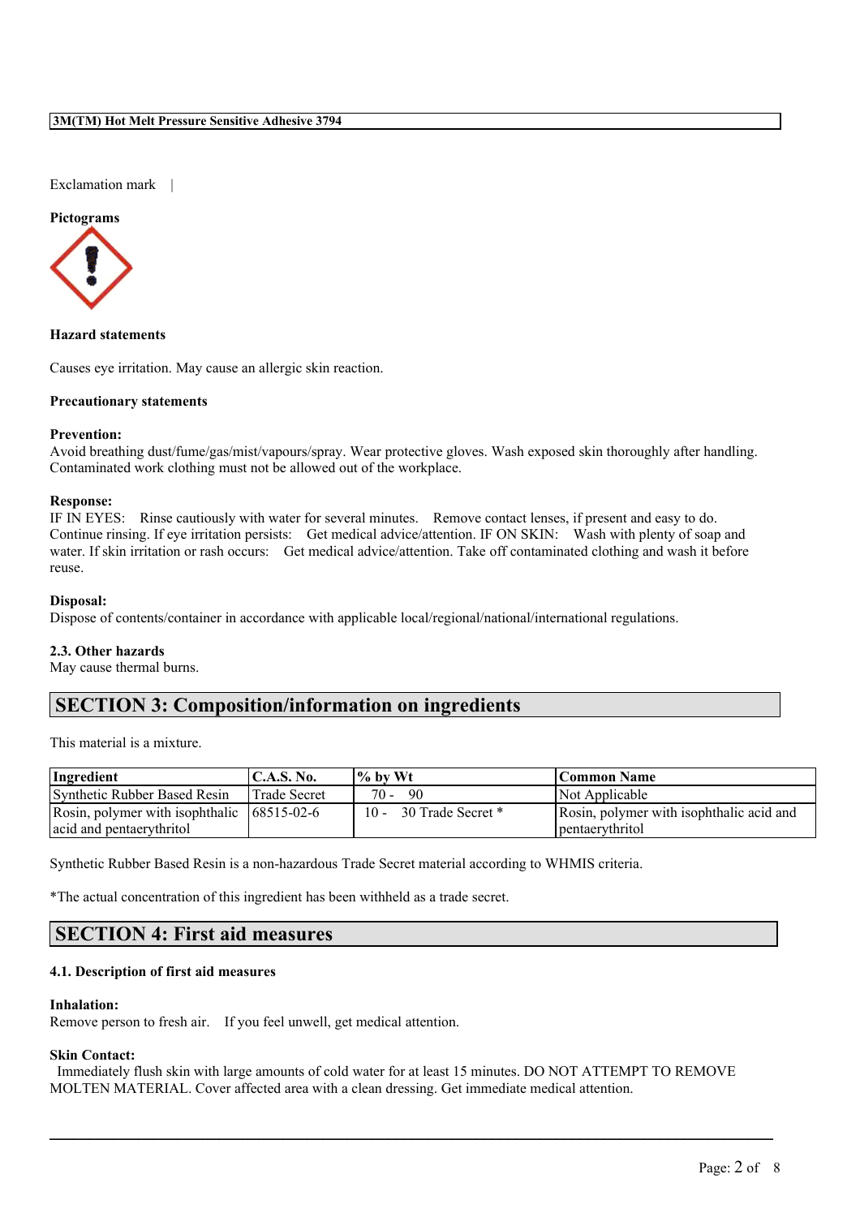Exclamation mark |

**Pictograms**

**Hazard statements**

Causes eye irritation. May cause an allergic skin reaction.

**Precautionary statements**

**Prevention:**
Avoid breathing dust/fume/gas/mist/vapours/spray. Wear protective gloves. Wash exposed skin thoroughly after handling. Contaminated work clothing must not be allowed out of the workplace.

**Response:**
IF IN EYES: Rinse cautiously with water for several minutes. Remove contact lenses, if present and easy to do. Continue rinsing. If eye irritation persists: Get medical advice/attention. IF ON SKIN: Wash with plenty of soap and water. If skin irritation or rash occurs: Get medical advice/attention. Take off contaminated clothing and wash it before reuse.

**Disposal:**
Dispose of contents/container in accordance with applicable local/regional/national/international regulations.

**2.3. Other hazards**
May cause thermal burns.

## SECTION 3: Composition/information on ingredients

This material is a mixture.

| Ingredient | C.A.S. No. | % by Wt | Common Name |
|---|---|---|---|
| Synthetic Rubber Based Resin | Trade Secret | 70 - 90 | Not Applicable |
| Rosin, polymer with isophthalic acid and pentaerythritol | 68515-02-6 | 10 - 30 Trade Secret * | Rosin, polymer with isophthalic acid and pentaerythritol |

Synthetic Rubber Based Resin is a non-hazardous Trade Secret material according to WHMIS criteria.

*The actual concentration of this ingredient has been withheld as a trade secret.

## SECTION 4: First aid measures

**4.1. Description of first aid measures**

**Inhalation:**
Remove person to fresh air. If you feel unwell, get medical attention.

**Skin Contact:**
Immediately flush skin with large amounts of cold water for at least 15 minutes. DO NOT ATTEMPT TO REMOVE MOLTEN MATERIAL. Cover affected area with a clean dressing. Get immediate medical attention.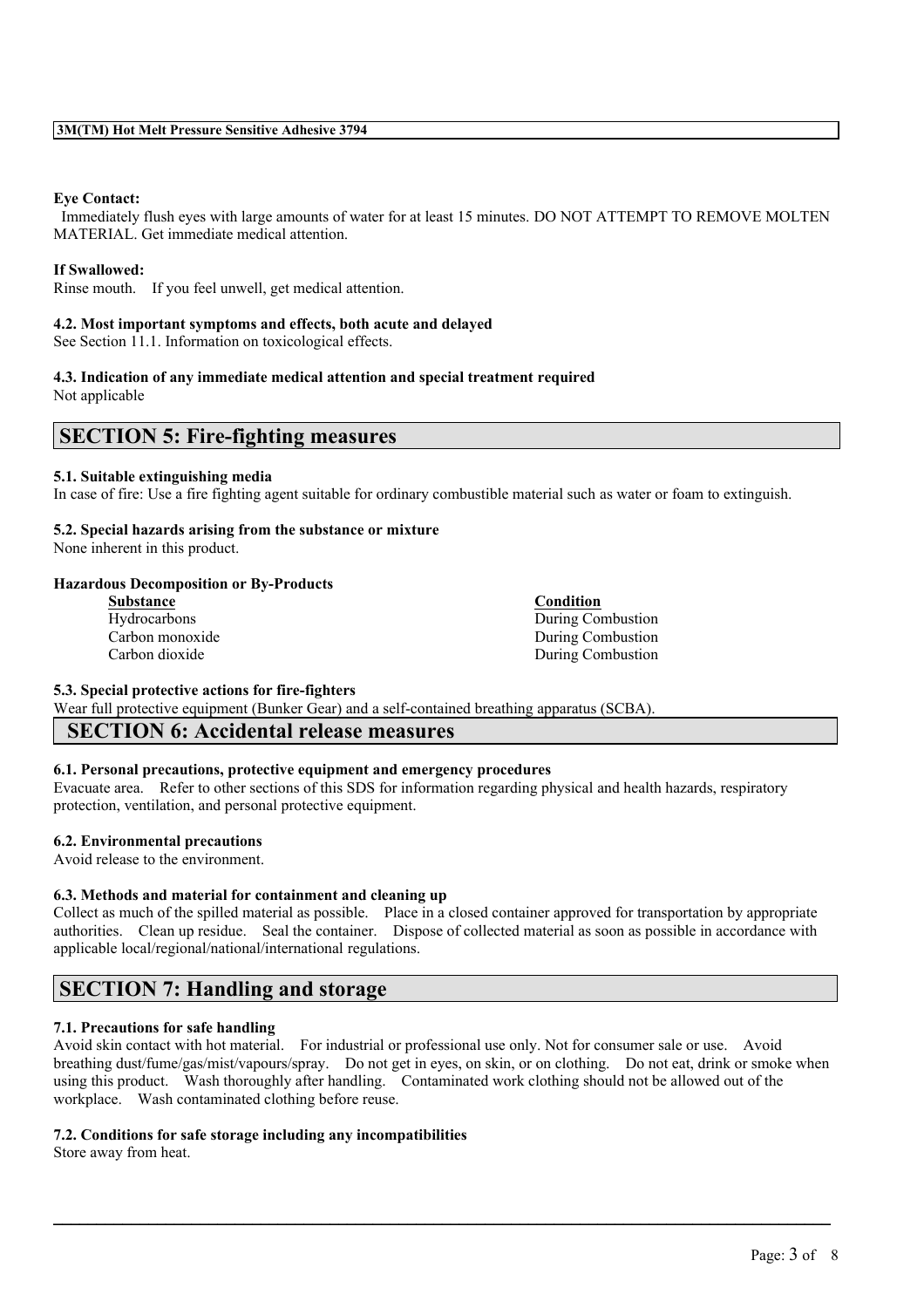**Eye Contact:**
Immediately flush eyes with large amounts of water for at least 15 minutes. DO NOT ATTEMPT TO REMOVE MOLTEN MATERIAL. Get immediate medical attention.

**If Swallowed:**
Rinse mouth. If you feel unwell, get medical attention.

**4.2. Most important symptoms and effects, both acute and delayed**
See Section 11.1. Information on toxicological effects.

**4.3. Indication of any immediate medical attention and special treatment required**
Not applicable

## SECTION 5: Fire-fighting measures

**5.1. Suitable extinguishing media**
In case of fire: Use a fire fighting agent suitable for ordinary combustible material such as water or foam to extinguish.

**5.2. Special hazards arising from the substance or mixture**
None inherent in this product.

**Hazardous Decomposition or By-Products**

| Substance | Condition |
| --- | --- |
| Hydrocarbons | During Combustion |
| Carbon monoxide | During Combustion |
| Carbon dioxide | During Combustion |

**5.3. Special protective actions for fire-fighters**
Wear full protective equipment (Bunker Gear) and a self-contained breathing apparatus (SCBA).

## SECTION 6: Accidental release measures

**6.1. Personal precautions, protective equipment and emergency procedures**
Evacuate area. Refer to other sections of this SDS for information regarding physical and health hazards, respiratory protection, ventilation, and personal protective equipment.

**6.2. Environmental precautions**
Avoid release to the environment.

**6.3. Methods and material for containment and cleaning up**
Collect as much of the spilled material as possible. Place in a closed container approved for transportation by appropriate authorities. Clean up residue. Seal the container. Dispose of collected material as soon as possible in accordance with applicable local/regional/national/international regulations.

## SECTION 7: Handling and storage

**7.1. Precautions for safe handling**
Avoid skin contact with hot material. For industrial or professional use only. Not for consumer sale or use. Avoid breathing dust/fume/gas/mist/vapours/spray. Do not get in eyes, on skin, or on clothing. Do not eat, drink or smoke when using this product. Wash thoroughly after handling. Contaminated work clothing should not be allowed out of the workplace. Wash contaminated clothing before reuse.

**7.2. Conditions for safe storage including any incompatibilities**
Store away from heat.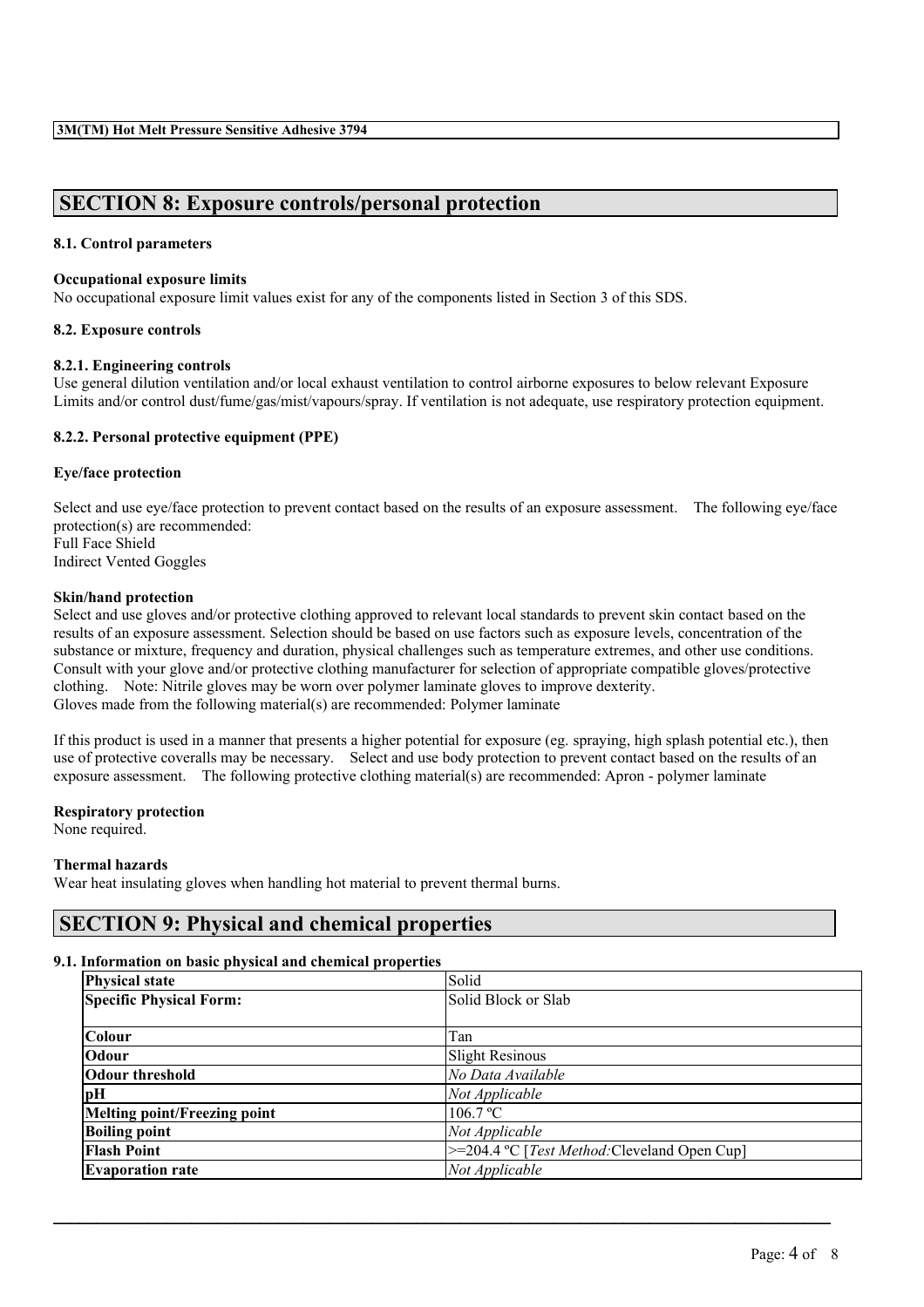## SECTION 8: Exposure controls/personal protection

### 8.1. Control parameters

**Occupational exposure limits**

No occupational exposure limit values exist for any of the components listed in Section 3 of this SDS.

### 8.2. Exposure controls

**8.2.1. Engineering controls**

Use general dilution ventilation and/or local exhaust ventilation to control airborne exposures to below relevant Exposure Limits and/or control dust/fume/gas/mist/vapours/spray. If ventilation is not adequate, use respiratory protection equipment.

**8.2.2. Personal protective equipment (PPE)**

**Eye/face protection**

Select and use eye/face protection to prevent contact based on the results of an exposure assessment. The following eye/face protection(s) are recommended:
Full Face Shield
Indirect Vented Goggles

**Skin/hand protection**

Select and use gloves and/or protective clothing approved to relevant local standards to prevent skin contact based on the results of an exposure assessment. Selection should be based on use factors such as exposure levels, concentration of the substance or mixture, frequency and duration, physical challenges such as temperature extremes, and other use conditions. Consult with your glove and/or protective clothing manufacturer for selection of appropriate compatible gloves/protective clothing. Note: Nitrile gloves may be worn over polymer laminate gloves to improve dexterity.
Gloves made from the following material(s) are recommended: Polymer laminate

If this product is used in a manner that presents a higher potential for exposure (eg. spraying, high splash potential etc.), then use of protective coveralls may be necessary. Select and use body protection to prevent contact based on the results of an exposure assessment. The following protective clothing material(s) are recommended: Apron - polymer laminate

**Respiratory protection**

None required.

**Thermal hazards**

Wear heat insulating gloves when handling hot material to prevent thermal burns.

## SECTION 9: Physical and chemical properties

### 9.1. Information on basic physical and chemical properties

| | |
|---|---|
| **Physical state** | Solid |
| **Specific Physical Form:** | Solid Block or Slab |
| **Colour** | Tan |
| **Odour** | Slight Resinous |
| **Odour threshold** | *No Data Available* |
| **pH** | *Not Applicable* |
| **Melting point/Freezing point** | 106.7 ºC |
| **Boiling point** | *Not Applicable* |
| **Flash Point** | >=204.4 ºC [*Test Method:*Cleveland Open Cup] |
| **Evaporation rate** | *Not Applicable* |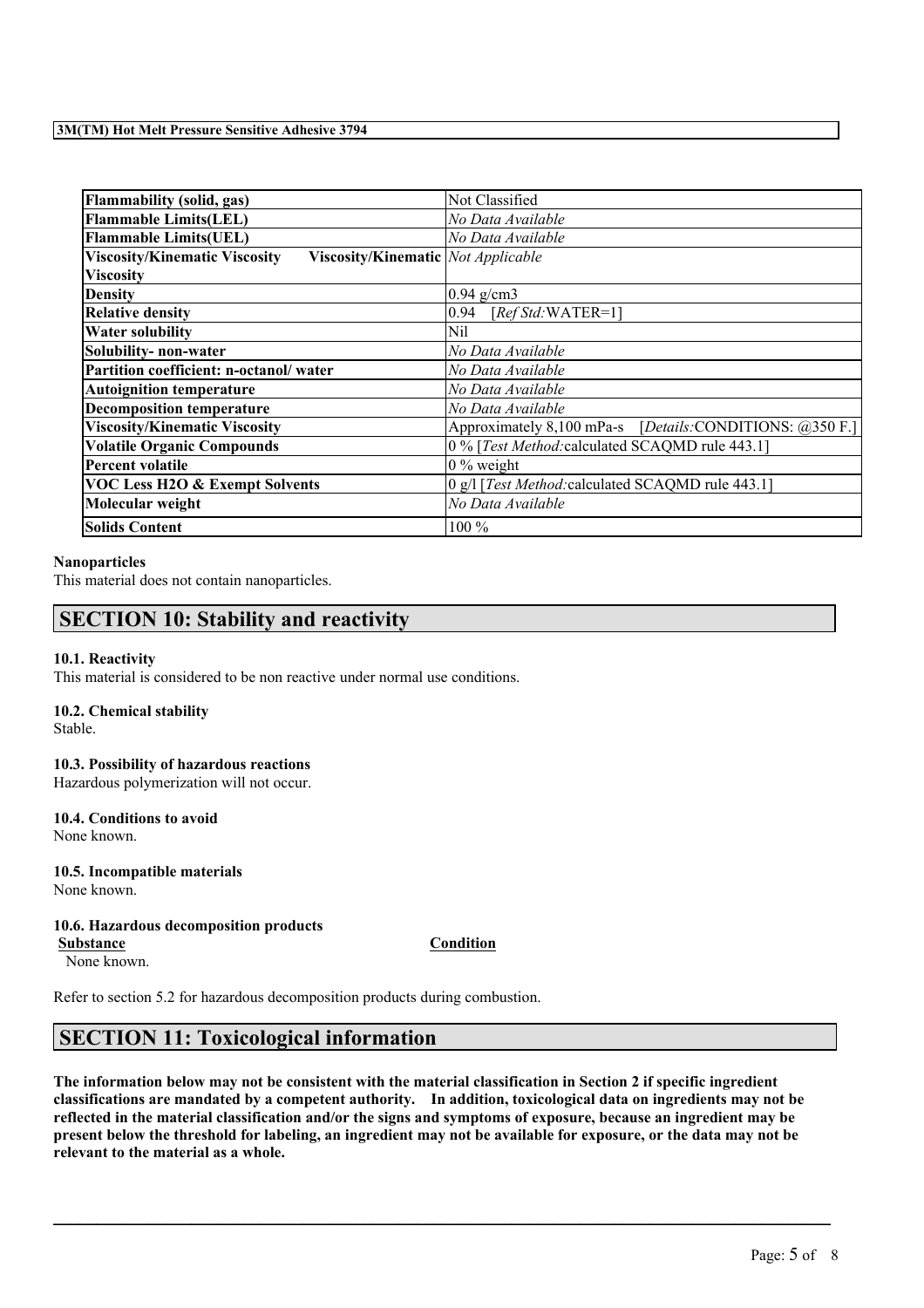| **Flammability (solid, gas)** | Not Classified |
| --- | --- |
| **Flammable Limits(LEL)** | *No Data Available* |
| **Flammable Limits(UEL)** | *No Data Available* |
| **Viscosity/Kinematic Viscosity Viscosity/Kinematic Viscosity** | *Not Applicable* |
| **Density** | 0.94 g/cm3 |
| **Relative density** | 0.94 [*Ref Std:*WATER=1] |
| **Water solubility** | Nil |
| **Solubility- non-water** | *No Data Available* |
| **Partition coefficient: n-octanol/ water** | *No Data Available* |
| **Autoignition temperature** | *No Data Available* |
| **Decomposition temperature** | *No Data Available* |
| **Viscosity/Kinematic Viscosity** | Approximately 8,100 mPa-s [*Details:*CONDITIONS: @350 F.] |
| **Volatile Organic Compounds** | 0 % [*Test Method:*calculated SCAQMD rule 443.1] |
| **Percent volatile** | 0 % weight |
| **VOC Less H2O & Exempt Solvents** | 0 g/l [*Test Method:*calculated SCAQMD rule 443.1] |
| **Molecular weight** | *No Data Available* |
| **Solids Content** | 100 % |

**Nanoparticles**

This material does not contain nanoparticles.

## SECTION 10: Stability and reactivity

**10.1. Reactivity**

This material is considered to be non reactive under normal use conditions.

**10.2. Chemical stability**

Stable.

**10.3. Possibility of hazardous reactions**

Hazardous polymerization will not occur.

**10.4. Conditions to avoid**

None known.

**10.5. Incompatible materials**

None known.

**10.6. Hazardous decomposition products**

| Substance | Condition |
| --- | --- |
| None known. | |

Refer to section 5.2 for hazardous decomposition products during combustion.

## SECTION 11: Toxicological information

**The information below may not be consistent with the material classification in Section 2 if specific ingredient classifications are mandated by a competent authority. In addition, toxicological data on ingredients may not be reflected in the material classification and/or the signs and symptoms of exposure, because an ingredient may be present below the threshold for labeling, an ingredient may not be available for exposure, or the data may not be relevant to the material as a whole.**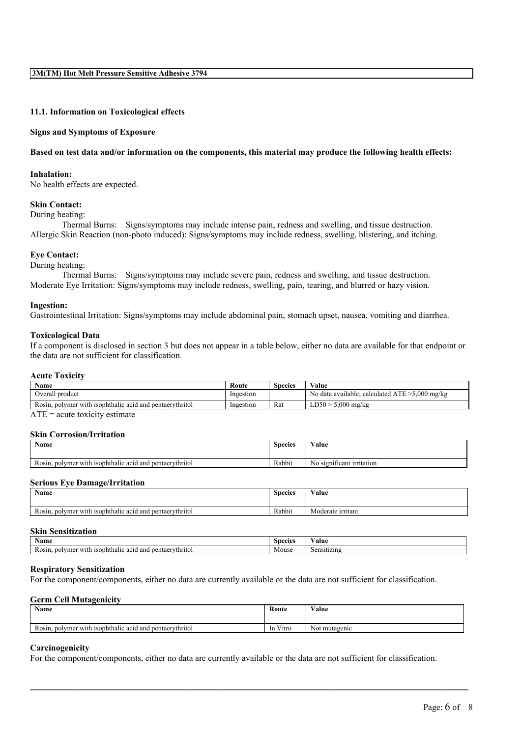## 11.1. Information on Toxicological effects

### Signs and Symptoms of Exposure

**Based on test data and/or information on the components, this material may produce the following health effects:**

**Inhalation:**
No health effects are expected.

**Skin Contact:**
During heating:
Thermal Burns: Signs/symptoms may include intense pain, redness and swelling, and tissue destruction.
Allergic Skin Reaction (non-photo induced): Signs/symptoms may include redness, swelling, blistering, and itching.

**Eye Contact:**
During heating:
Thermal Burns: Signs/symptoms may include severe pain, redness and swelling, and tissue destruction.
Moderate Eye Irritation: Signs/symptoms may include redness, swelling, pain, tearing, and blurred or hazy vision.

**Ingestion:**
Gastrointestinal Irritation: Signs/symptoms may include abdominal pain, stomach upset, nausea, vomiting and diarrhea.

### Toxicological Data

If a component is disclosed in section 3 but does not appear in a table below, either no data are available for that endpoint or the data are not sufficient for classification.

#### Acute Toxicity

| Name | Route | Species | Value |
|---|---|---|---|
| Overall product | Ingestion | | No data available; calculated ATE >5,000 mg/kg |
| Rosin, polymer with isophthalic acid and pentaerythritol | Ingestion | Rat | LD50 > 5,000 mg/kg |

ATE = acute toxicity estimate

#### Skin Corrosion/Irritation

| Name | Species | Value |
|---|---|---|
| Rosin, polymer with isophthalic acid and pentaerythritol | Rabbit | No significant irritation |

#### Serious Eye Damage/Irritation

| Name | Species | Value |
|---|---|---|
| Rosin, polymer with isophthalic acid and pentaerythritol | Rabbit | Moderate irritant |

#### Skin Sensitization

| Name | Species | Value |
|---|---|---|
| Rosin, polymer with isophthalic acid and pentaerythritol | Mouse | Sensitizing |

#### Respiratory Sensitization

For the component/components, either no data are currently available or the data are not sufficient for classification.

#### Germ Cell Mutagenicity

| Name | Route | Value |
|---|---|---|
| Rosin, polymer with isophthalic acid and pentaerythritol | In Vitro | Not mutagenic |

#### Carcinogenicity

For the component/components, either no data are currently available or the data are not sufficient for classification.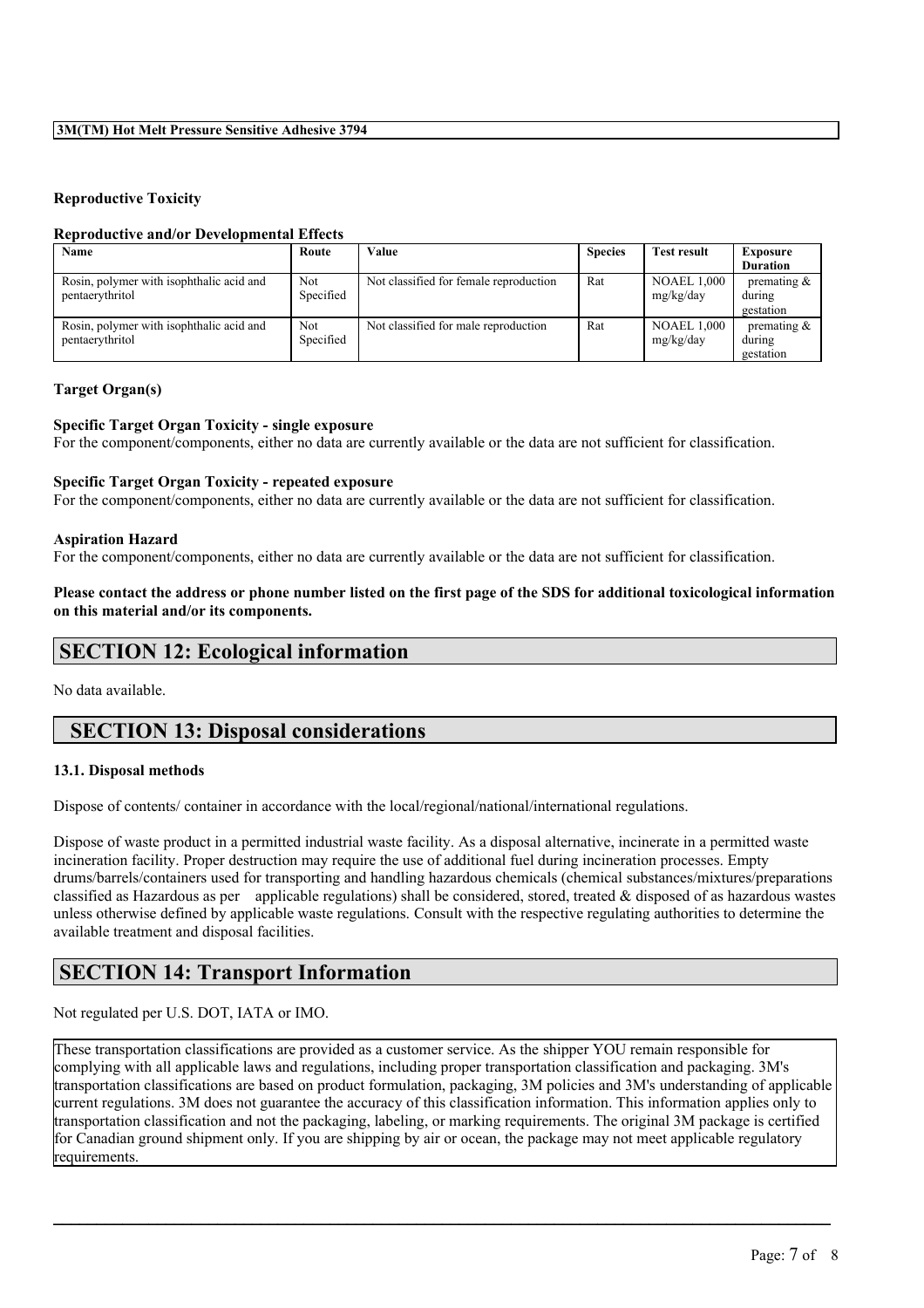### Reproductive Toxicity

#### Reproductive and/or Developmental Effects

| Name | Route | Value | Species | Test result | Exposure Duration |
|---|---|---|---|---|---|
| Rosin, polymer with isophthalic acid and pentaerythritol | Not Specified | Not classified for female reproduction | Rat | NOAEL 1,000 mg/kg/day | premating & during gestation |
| Rosin, polymer with isophthalic acid and pentaerythritol | Not Specified | Not classified for male reproduction | Rat | NOAEL 1,000 mg/kg/day | premating & during gestation |

### Target Organ(s)

#### Specific Target Organ Toxicity - single exposure

For the component/components, either no data are currently available or the data are not sufficient for classification.

#### Specific Target Organ Toxicity - repeated exposure

For the component/components, either no data are currently available or the data are not sufficient for classification.

#### Aspiration Hazard

For the component/components, either no data are currently available or the data are not sufficient for classification.

**Please contact the address or phone number listed on the first page of the SDS for additional toxicological information on this material and/or its components.**

## SECTION 12: Ecological information

No data available.

## SECTION 13: Disposal considerations

### 13.1. Disposal methods

Dispose of contents/ container in accordance with the local/regional/national/international regulations.

Dispose of waste product in a permitted industrial waste facility. As a disposal alternative, incinerate in a permitted waste incineration facility. Proper destruction may require the use of additional fuel during incineration processes. Empty drums/barrels/containers used for transporting and handling hazardous chemicals (chemical substances/mixtures/preparations classified as Hazardous as per applicable regulations) shall be considered, stored, treated & disposed of as hazardous wastes unless otherwise defined by applicable waste regulations. Consult with the respective regulating authorities to determine the available treatment and disposal facilities.

## SECTION 14: Transport Information

Not regulated per U.S. DOT, IATA or IMO.

These transportation classifications are provided as a customer service. As the shipper YOU remain responsible for complying with all applicable laws and regulations, including proper transportation classification and packaging. 3M's transportation classifications are based on product formulation, packaging, 3M policies and 3M's understanding of applicable current regulations. 3M does not guarantee the accuracy of this classification information. This information applies only to transportation classification and not the packaging, labeling, or marking requirements. The original 3M package is certified for Canadian ground shipment only. If you are shipping by air or ocean, the package may not meet applicable regulatory requirements.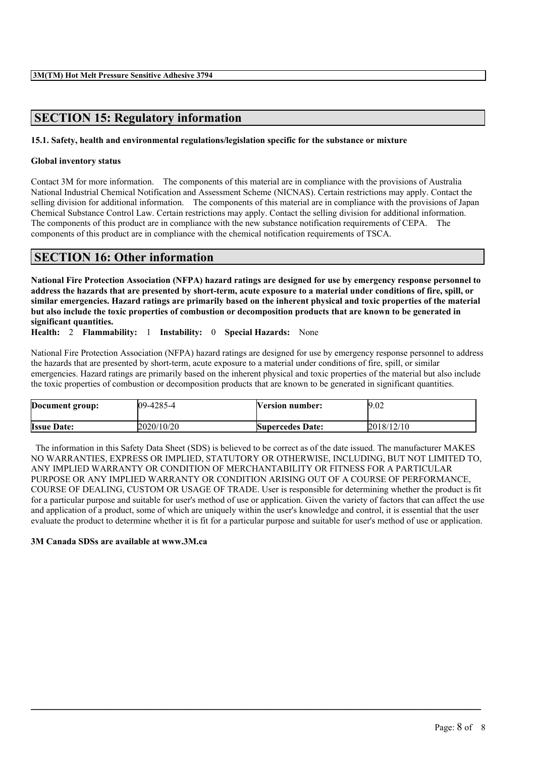## SECTION 15: Regulatory information

**15.1. Safety, health and environmental regulations/legislation specific for the substance or mixture**

**Global inventory status**

Contact 3M for more information. The components of this material are in compliance with the provisions of Australia National Industrial Chemical Notification and Assessment Scheme (NICNAS). Certain restrictions may apply. Contact the selling division for additional information. The components of this material are in compliance with the provisions of Japan Chemical Substance Control Law. Certain restrictions may apply. Contact the selling division for additional information. The components of this product are in compliance with the new substance notification requirements of CEPA. The components of this product are in compliance with the chemical notification requirements of TSCA.

## SECTION 16: Other information

**National Fire Protection Association (NFPA) hazard ratings are designed for use by emergency response personnel to address the hazards that are presented by short-term, acute exposure to a material under conditions of fire, spill, or similar emergencies. Hazard ratings are primarily based on the inherent physical and toxic properties of the material but also include the toxic properties of combustion or decomposition products that are known to be generated in significant quantities.**

**Health:** 2 **Flammability:** 1 **Instability:** 0 **Special Hazards:** None

National Fire Protection Association (NFPA) hazard ratings are designed for use by emergency response personnel to address the hazards that are presented by short-term, acute exposure to a material under conditions of fire, spill, or similar emergencies. Hazard ratings are primarily based on the inherent physical and toxic properties of the material but also include the toxic properties of combustion or decomposition products that are known to be generated in significant quantities.

| | | | |
|---|---|---|---|
| **Document group:** | 09-4285-4 | **Version number:** | 9.02 |
| **Issue Date:** | 2020/10/20 | **Supercedes Date:** | 2018/12/10 |

The information in this Safety Data Sheet (SDS) is believed to be correct as of the date issued. The manufacturer MAKES NO WARRANTIES, EXPRESS OR IMPLIED, STATUTORY OR OTHERWISE, INCLUDING, BUT NOT LIMITED TO, ANY IMPLIED WARRANTY OR CONDITION OF MERCHANTABILITY OR FITNESS FOR A PARTICULAR PURPOSE OR ANY IMPLIED WARRANTY OR CONDITION ARISING OUT OF A COURSE OF PERFORMANCE, COURSE OF DEALING, CUSTOM OR USAGE OF TRADE. User is responsible for determining whether the product is fit for a particular purpose and suitable for user's method of use or application. Given the variety of factors that can affect the use and application of a product, some of which are uniquely within the user's knowledge and control, it is essential that the user evaluate the product to determine whether it is fit for a particular purpose and suitable for user's method of use or application.

**3M Canada SDSs are available at www.3M.ca**